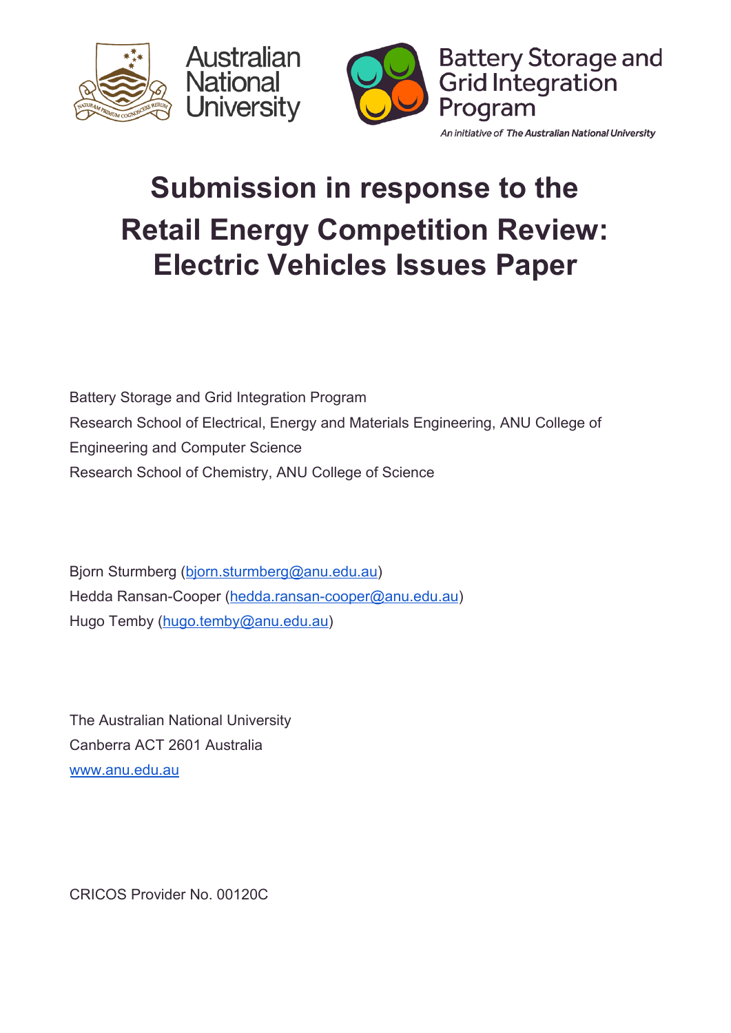Australian National University

Battery Storage and Grid Integration Program

*An initiative of The Australian National University*

# Submission in response to the Retail Energy Competition Review: Electric Vehicles Issues Paper

Battery Storage and Grid Integration Program

Research School of Electrical, Energy and Materials Engineering, ANU College of Engineering and Computer Science

Research School of Chemistry, ANU College of Science

Bjorn Sturmberg (bjorn.sturmberg@anu.edu.au)

Hedda Ransan-Cooper (hedda.ransan-cooper@anu.edu.au)

Hugo Temby (hugo.temby@anu.edu.au)

The Australian National University

Canberra ACT 2601 Australia

www.anu.edu.au

CRICOS Provider No. 00120C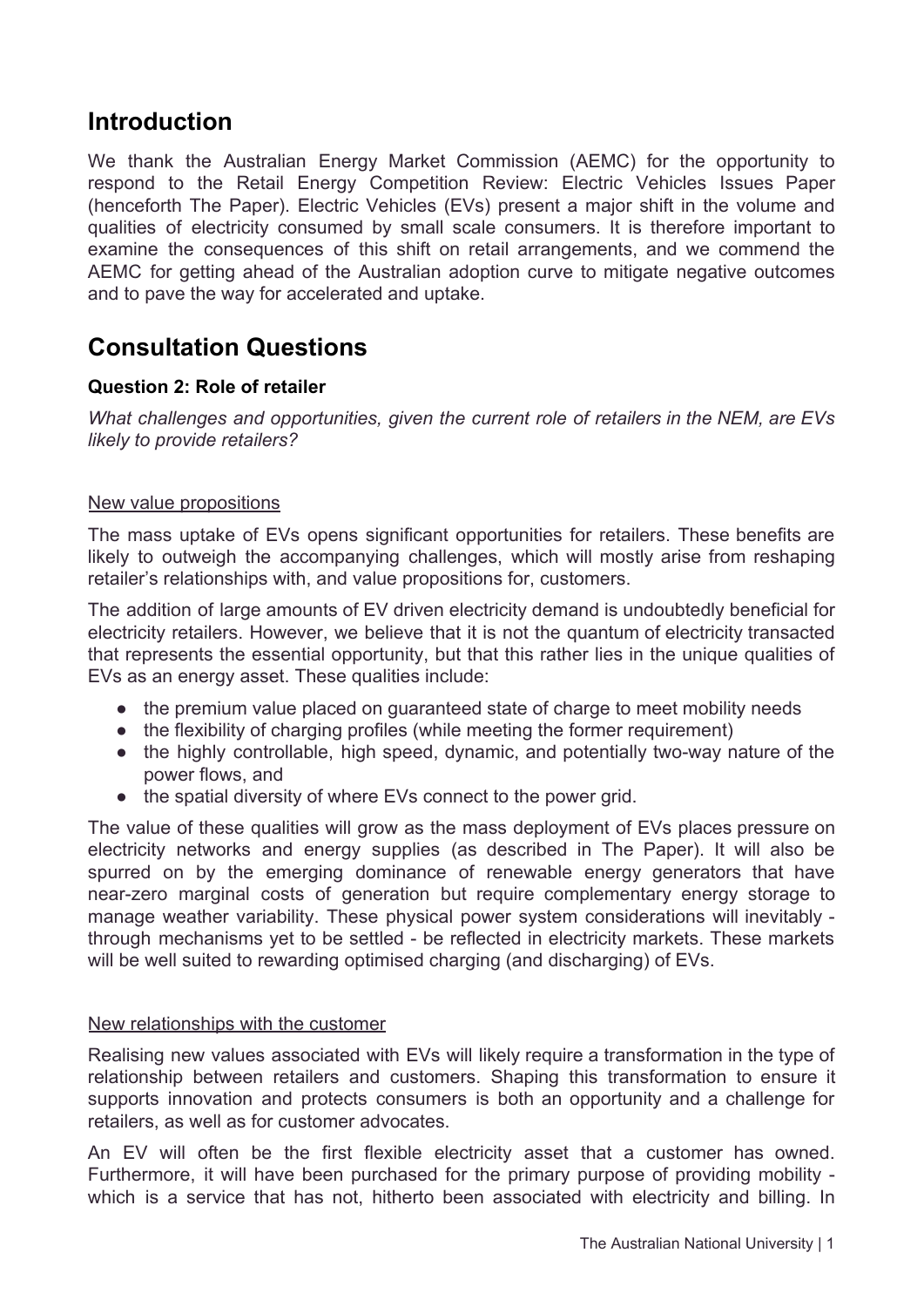## Introduction

We thank the Australian Energy Market Commission (AEMC) for the opportunity to respond to the Retail Energy Competition Review: Electric Vehicles Issues Paper (henceforth The Paper). Electric Vehicles (EVs) present a major shift in the volume and qualities of electricity consumed by small scale consumers. It is therefore important to examine the consequences of this shift on retail arrangements, and we commend the AEMC for getting ahead of the Australian adoption curve to mitigate negative outcomes and to pave the way for accelerated and uptake.

## Consultation Questions

### Question 2: Role of retailer

*What challenges and opportunities, given the current role of retailers in the NEM, are EVs likely to provide retailers?*

New value propositions

The mass uptake of EVs opens significant opportunities for retailers. These benefits are likely to outweigh the accompanying challenges, which will mostly arise from reshaping retailer's relationships with, and value propositions for, customers.

The addition of large amounts of EV driven electricity demand is undoubtedly beneficial for electricity retailers. However, we believe that it is not the quantum of electricity transacted that represents the essential opportunity, but that this rather lies in the unique qualities of EVs as an energy asset. These qualities include:

- the premium value placed on guaranteed state of charge to meet mobility needs
- the flexibility of charging profiles (while meeting the former requirement)
- the highly controllable, high speed, dynamic, and potentially two-way nature of the power flows, and
- the spatial diversity of where EVs connect to the power grid.

The value of these qualities will grow as the mass deployment of EVs places pressure on electricity networks and energy supplies (as described in The Paper). It will also be spurred on by the emerging dominance of renewable energy generators that have near-zero marginal costs of generation but require complementary energy storage to manage weather variability. These physical power system considerations will inevitably - through mechanisms yet to be settled - be reflected in electricity markets. These markets will be well suited to rewarding optimised charging (and discharging) of EVs.

New relationships with the customer

Realising new values associated with EVs will likely require a transformation in the type of relationship between retailers and customers. Shaping this transformation to ensure it supports innovation and protects consumers is both an opportunity and a challenge for retailers, as well as for customer advocates.

An EV will often be the first flexible electricity asset that a customer has owned. Furthermore, it will have been purchased for the primary purpose of providing mobility - which is a service that has not, hitherto been associated with electricity and billing. In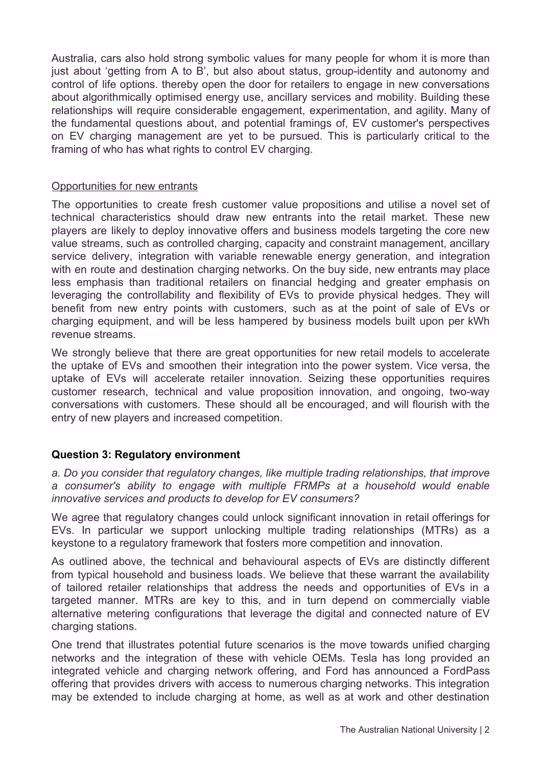Australia, cars also hold strong symbolic values for many people for whom it is more than just about 'getting from A to B', but also about status, group-identity and autonomy and control of life options. thereby open the door for retailers to engage in new conversations about algorithmically optimised energy use, ancillary services and mobility. Building these relationships will require considerable engagement, experimentation, and agility. Many of the fundamental questions about, and potential framings of, EV customer's perspectives on EV charging management are yet to be pursued. This is particularly critical to the framing of who has what rights to control EV charging.

<u>Opportunities for new entrants</u>

The opportunities to create fresh customer value propositions and utilise a novel set of technical characteristics should draw new entrants into the retail market. These new players are likely to deploy innovative offers and business models targeting the core new value streams, such as controlled charging, capacity and constraint management, ancillary service delivery, integration with variable renewable energy generation, and integration with en route and destination charging networks. On the buy side, new entrants may place less emphasis than traditional retailers on financial hedging and greater emphasis on leveraging the controllability and flexibility of EVs to provide physical hedges. They will benefit from new entry points with customers, such as at the point of sale of EVs or charging equipment, and will be less hampered by business models built upon per kWh revenue streams.

We strongly believe that there are great opportunities for new retail models to accelerate the uptake of EVs and smoothen their integration into the power system. Vice versa, the uptake of EVs will accelerate retailer innovation. Seizing these opportunities requires customer research, technical and value proposition innovation, and ongoing, two-way conversations with customers. These should all be encouraged, and will flourish with the entry of new players and increased competition.

**Question 3: Regulatory environment**

*a. Do you consider that regulatory changes, like multiple trading relationships, that improve a consumer's ability to engage with multiple FRMPs at a household would enable innovative services and products to develop for EV consumers?*

We agree that regulatory changes could unlock significant innovation in retail offerings for EVs. In particular we support unlocking multiple trading relationships (MTRs) as a keystone to a regulatory framework that fosters more competition and innovation.

As outlined above, the technical and behavioural aspects of EVs are distinctly different from typical household and business loads. We believe that these warrant the availability of tailored retailer relationships that address the needs and opportunities of EVs in a targeted manner. MTRs are key to this, and in turn depend on commercially viable alternative metering configurations that leverage the digital and connected nature of EV charging stations.

One trend that illustrates potential future scenarios is the move towards unified charging networks and the integration of these with vehicle OEMs. Tesla has long provided an integrated vehicle and charging network offering, and Ford has announced a FordPass offering that provides drivers with access to numerous charging networks. This integration may be extended to include charging at home, as well as at work and other destination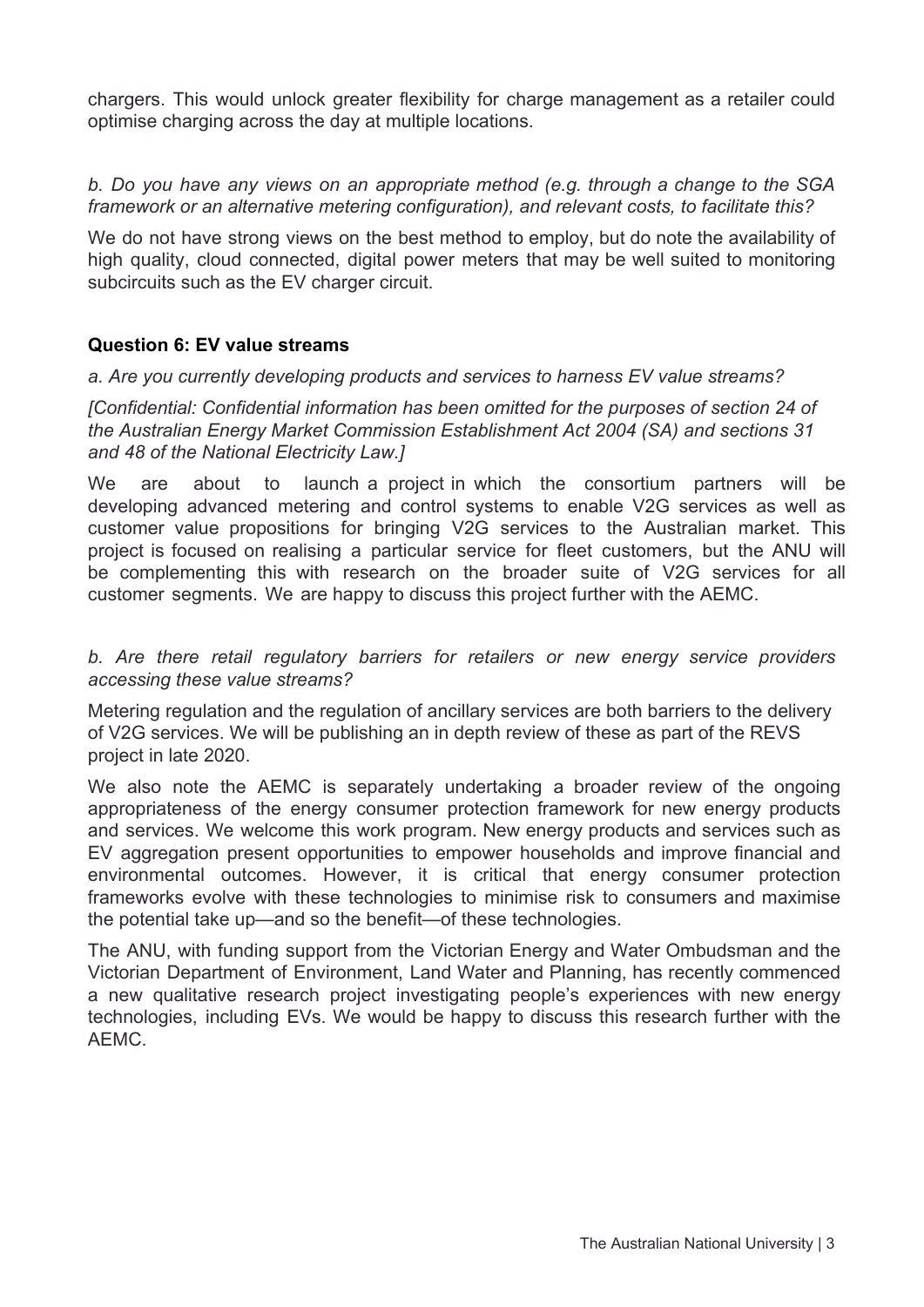chargers. This would unlock greater flexibility for charge management as a retailer could optimise charging across the day at multiple locations.

*b. Do you have any views on an appropriate method (e.g. through a change to the SGA framework or an alternative metering configuration), and relevant costs, to facilitate this?*

We do not have strong views on the best method to employ, but do note the availability of high quality, cloud connected, digital power meters that may be well suited to monitoring subcircuits such as the EV charger circuit.

**Question 6: EV value streams**

*a. Are you currently developing products and services to harness EV value streams?*

*[Confidential: Confidential information has been omitted for the purposes of section 24 of the Australian Energy Market Commission Establishment Act 2004 (SA) and sections 31 and 48 of the National Electricity Law.]*

We are about to launch a project in which the consortium partners will be developing advanced metering and control systems to enable V2G services as well as customer value propositions for bringing V2G services to the Australian market. This project is focused on realising a particular service for fleet customers, but the ANU will be complementing this with research on the broader suite of V2G services for all customer segments. We are happy to discuss this project further with the AEMC.

*b. Are there retail regulatory barriers for retailers or new energy service providers accessing these value streams?*

Metering regulation and the regulation of ancillary services are both barriers to the delivery of V2G services. We will be publishing an in depth review of these as part of the REVS project in late 2020.

We also note the AEMC is separately undertaking a broader review of the ongoing appropriateness of the energy consumer protection framework for new energy products and services. We welcome this work program. New energy products and services such as EV aggregation present opportunities to empower households and improve financial and environmental outcomes. However, it is critical that energy consumer protection frameworks evolve with these technologies to minimise risk to consumers and maximise the potential take up—and so the benefit—of these technologies.

The ANU, with funding support from the Victorian Energy and Water Ombudsman and the Victorian Department of Environment, Land Water and Planning, has recently commenced a new qualitative research project investigating people's experiences with new energy technologies, including EVs. We would be happy to discuss this research further with the AEMC.